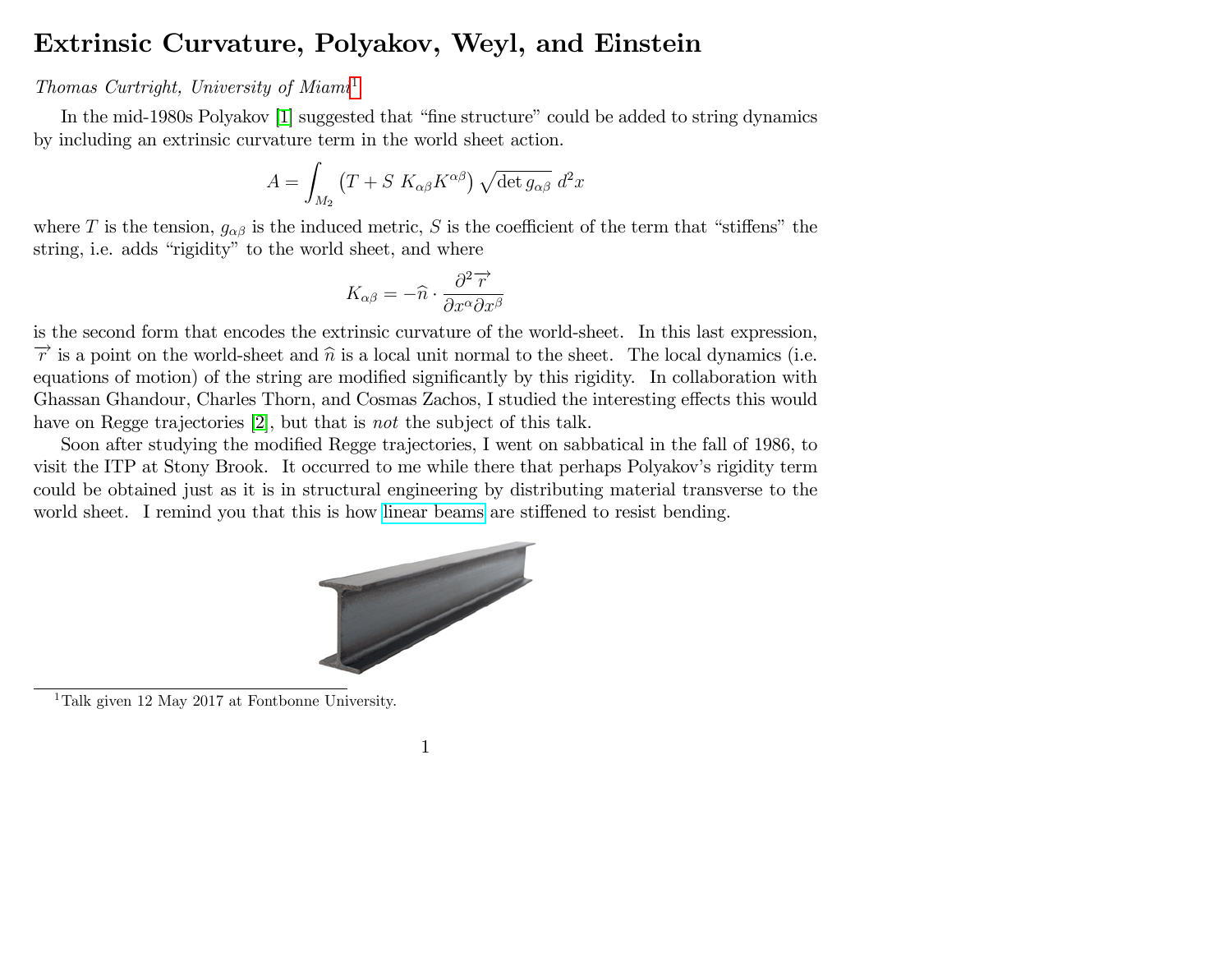# Extrinsic Curvature, Polyakov, Weyl, and Einstein

*Thomas Curtright, University of Miami*[1]

In the mid-1980s Polyakov [1] suggested that "fine structure" could be added to string dynamics by including an extrinsic curvature term in the world sheet action.

$$A = \int_{M_2} \left( T + S \; K_{\alpha\beta} K^{\alpha\beta} \right) \sqrt{\det g_{\alpha\beta}} \; d^2x$$

where $T$ is the tension, $g_{\alpha\beta}$ is the induced metric, $S$ is the coefficient of the term that "stiffens" the string, i.e. adds "rigidity" to the world sheet, and where

$$K_{\alpha\beta} = -\widehat{n} \cdot \frac{\partial^2 \overrightarrow{r}}{\partial x^\alpha \partial x^\beta}$$

is the second form that encodes the extrinsic curvature of the world-sheet. In this last expression, $\overrightarrow{r}$ is a point on the world-sheet and $\widehat{n}$ is a local unit normal to the sheet. The local dynamics (i.e. equations of motion) of the string are modified significantly by this rigidity. In collaboration with Ghassan Ghandour, Charles Thorn, and Cosmas Zachos, I studied the interesting effects this would have on Regge trajectories [2], but that is *not* the subject of this talk.

Soon after studying the modified Regge trajectories, I went on sabbatical in the fall of 1986, to visit the ITP at Stony Brook. It occurred to me while there that perhaps Polyakov's rigidity term could be obtained just as it is in structural engineering by distributing material transverse to the world sheet. I remind you that this is how linear beams are stiffened to resist bending.

[1] Talk given 12 May 2017 at Fontbonne University.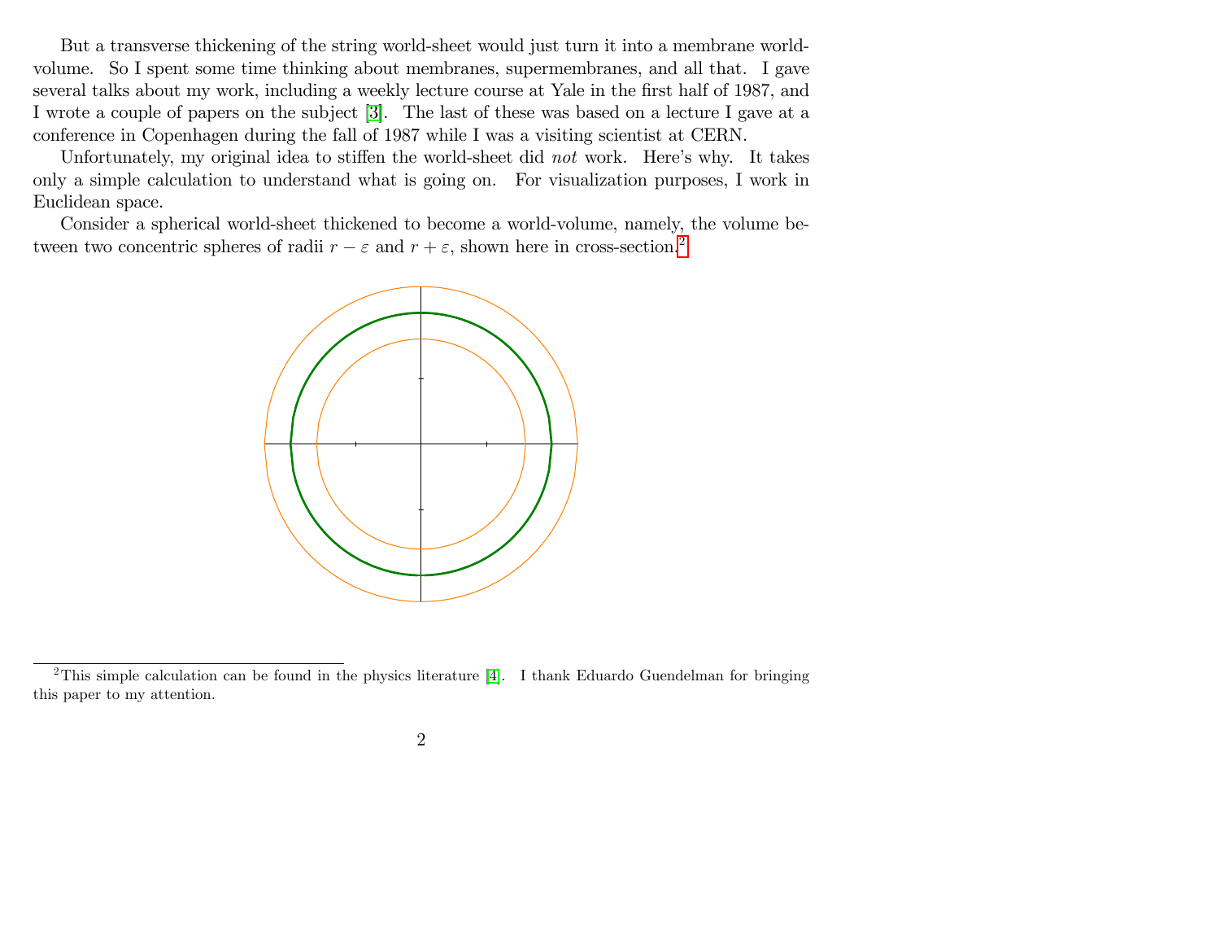But a transverse thickening of the string world-sheet would just turn it into a membrane world-volume. So I spent some time thinking about membranes, supermembranes, and all that. I gave several talks about my work, including a weekly lecture course at Yale in the first half of 1987, and I wrote a couple of papers on the subject [3]. The last of these was based on a lecture I gave at a conference in Copenhagen during the fall of 1987 while I was a visiting scientist at CERN.

Unfortunately, my original idea to stiffen the world-sheet did *not* work. Here's why. It takes only a simple calculation to understand what is going on. For visualization purposes, I work in Euclidean space.

Consider a spherical world-sheet thickened to become a world-volume, namely, the volume between two concentric spheres of radii $r - \varepsilon$ and $r + \varepsilon$, shown here in cross-section.[2]

[2] This simple calculation can be found in the physics literature [4]. I thank Eduardo Guendelman for bringing this paper to my attention.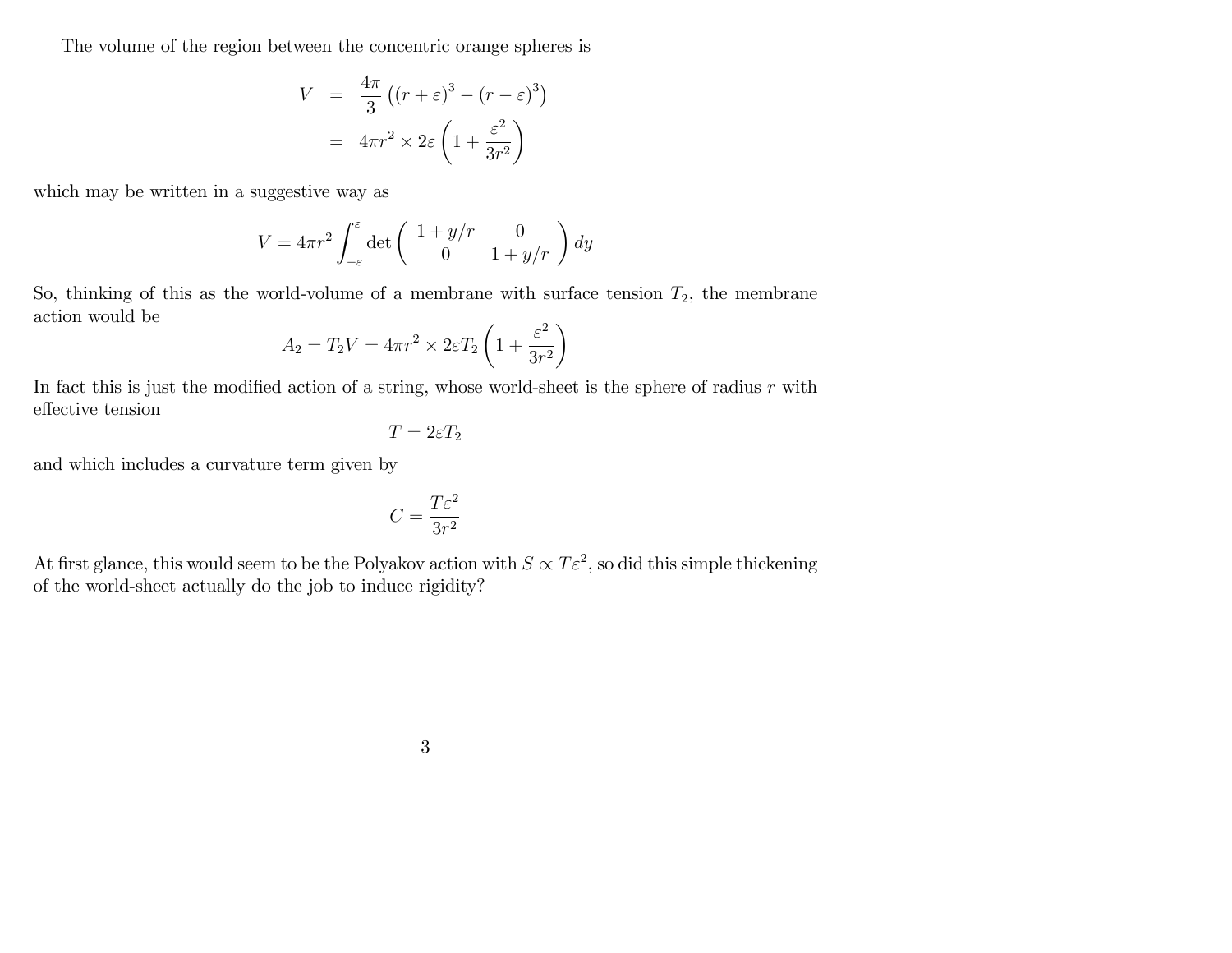The volume of the region between the concentric orange spheres is

$$
\begin{aligned}
V &= \frac{4\pi}{3}\left((r+\varepsilon)^3 - (r-\varepsilon)^3\right) \\
&= 4\pi r^2 \times 2\varepsilon \left(1 + \frac{\varepsilon^2}{3r^2}\right)
\end{aligned}
$$

which may be written in a suggestive way as

$$
V = 4\pi r^2 \int_{-\varepsilon}^{\varepsilon} \det \begin{pmatrix} 1 + y/r & 0 \\ 0 & 1 + y/r \end{pmatrix} dy
$$

So, thinking of this as the world-volume of a membrane with surface tension $T_2$, the membrane action would be

$$
A_2 = T_2 V = 4\pi r^2 \times 2\varepsilon T_2 \left(1 + \frac{\varepsilon^2}{3r^2}\right)
$$

In fact this is just the modified action of a string, whose world-sheet is the sphere of radius $r$ with effective tension

$$
T = 2\varepsilon T_2
$$

and which includes a curvature term given by

$$
C = \frac{T\varepsilon^2}{3r^2}
$$

At first glance, this would seem to be the Polyakov action with $S \propto T\varepsilon^2$, so did this simple thickening of the world-sheet actually do the job to induce rigidity?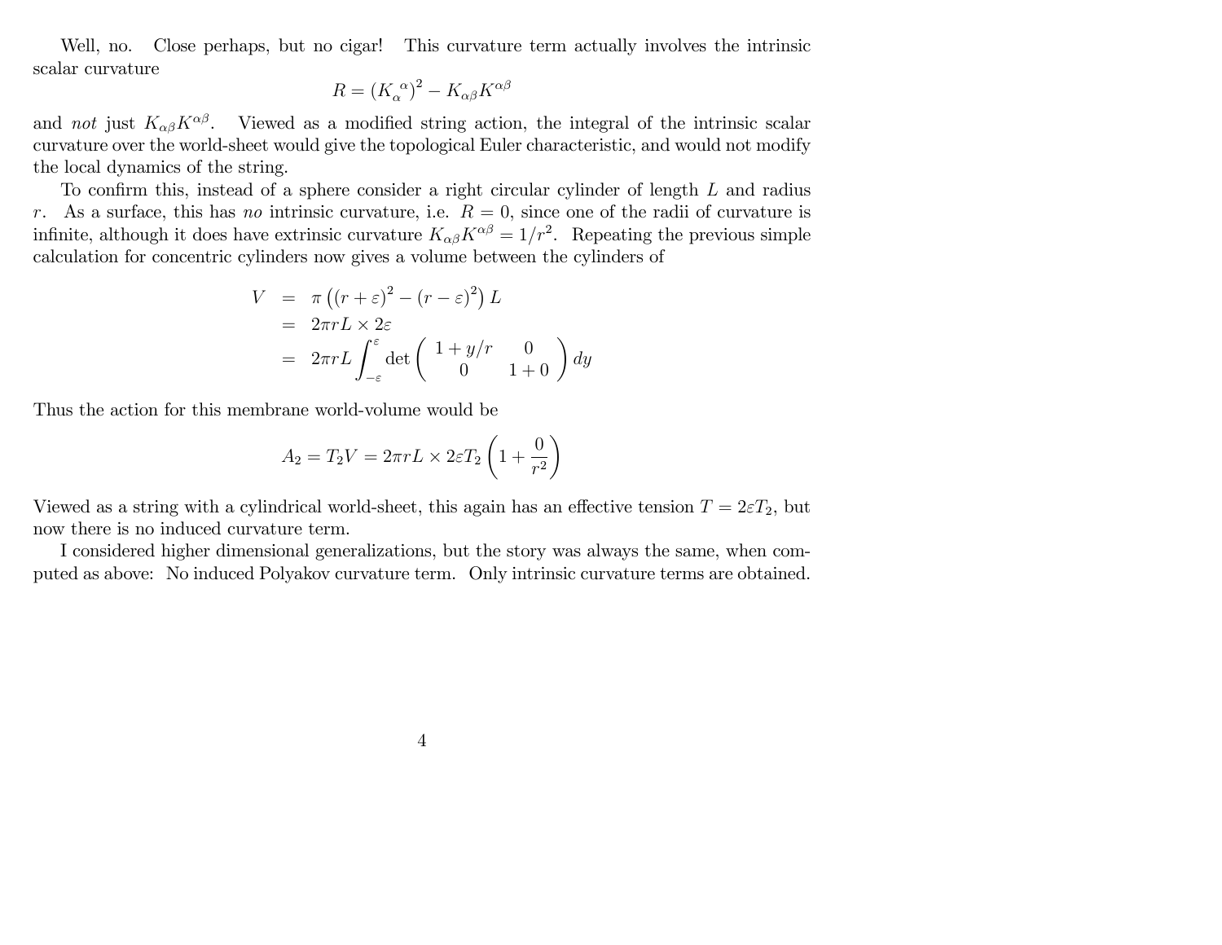Well, no. Close perhaps, but no cigar! This curvature term actually involves the intrinsic scalar curvature

$$R = (K_\alpha{}^\alpha)^2 - K_{\alpha\beta}K^{\alpha\beta}$$

and *not* just $K_{\alpha\beta}K^{\alpha\beta}$. Viewed as a modified string action, the integral of the intrinsic scalar curvature over the world-sheet would give the topological Euler characteristic, and would not modify the local dynamics of the string.

To confirm this, instead of a sphere consider a right circular cylinder of length $L$ and radius $r$. As a surface, this has *no* intrinsic curvature, i.e. $R = 0$, since one of the radii of curvature is infinite, although it does have extrinsic curvature $K_{\alpha\beta}K^{\alpha\beta} = 1/r^2$. Repeating the previous simple calculation for concentric cylinders now gives a volume between the cylinders of

$$\begin{aligned}
V &= \pi\left((r+\varepsilon)^2 - (r-\varepsilon)^2\right)L \\
&= 2\pi r L \times 2\varepsilon \\
&= 2\pi r L \int_{-\varepsilon}^{\varepsilon} \det\begin{pmatrix} 1 + y/r & 0 \\ 0 & 1+0 \end{pmatrix} dy
\end{aligned}$$

Thus the action for this membrane world-volume would be

$$A_2 = T_2 V = 2\pi r L \times 2\varepsilon T_2 \left(1 + \frac{0}{r^2}\right)$$

Viewed as a string with a cylindrical world-sheet, this again has an effective tension $T = 2\varepsilon T_2$, but now there is no induced curvature term.

I considered higher dimensional generalizations, but the story was always the same, when computed as above: No induced Polyakov curvature term. Only intrinsic curvature terms are obtained.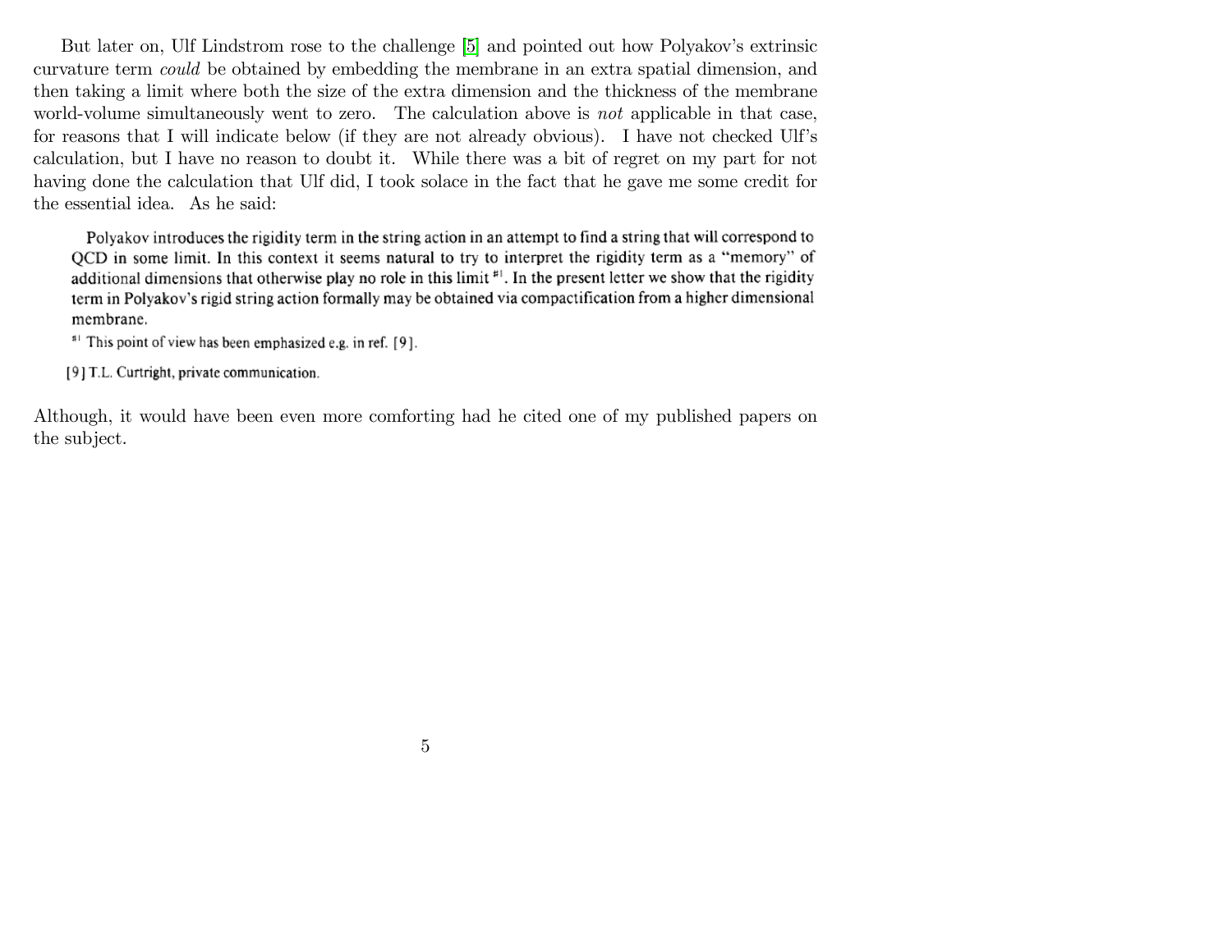But later on, Ulf Lindstrom rose to the challenge [5] and pointed out how Polyakov's extrinsic curvature term *could* be obtained by embedding the membrane in an extra spatial dimension, and then taking a limit where both the size of the extra dimension and the thickness of the membrane world-volume simultaneously went to zero. The calculation above is *not* applicable in that case, for reasons that I will indicate below (if they are not already obvious). I have not checked Ulf's calculation, but I have no reason to doubt it. While there was a bit of regret on my part for not having done the calculation that Ulf did, I took solace in the fact that he gave me some credit for the essential idea. As he said:

> Polyakov introduces the rigidity term in the string action in an attempt to find a string that will correspond to QCD in some limit. In this context it seems natural to try to interpret the rigidity term as a "memory" of additional dimensions that otherwise play no role in this limit #1. In the present letter we show that the rigidity term in Polyakov's rigid string action formally may be obtained via compactification from a higher dimensional membrane.
>
> #1 This point of view has been emphasized e.g. in ref. [9].
>
> [9] T.L. Curtright, private communication.

Although, it would have been even more comforting had he cited one of my published papers on the subject.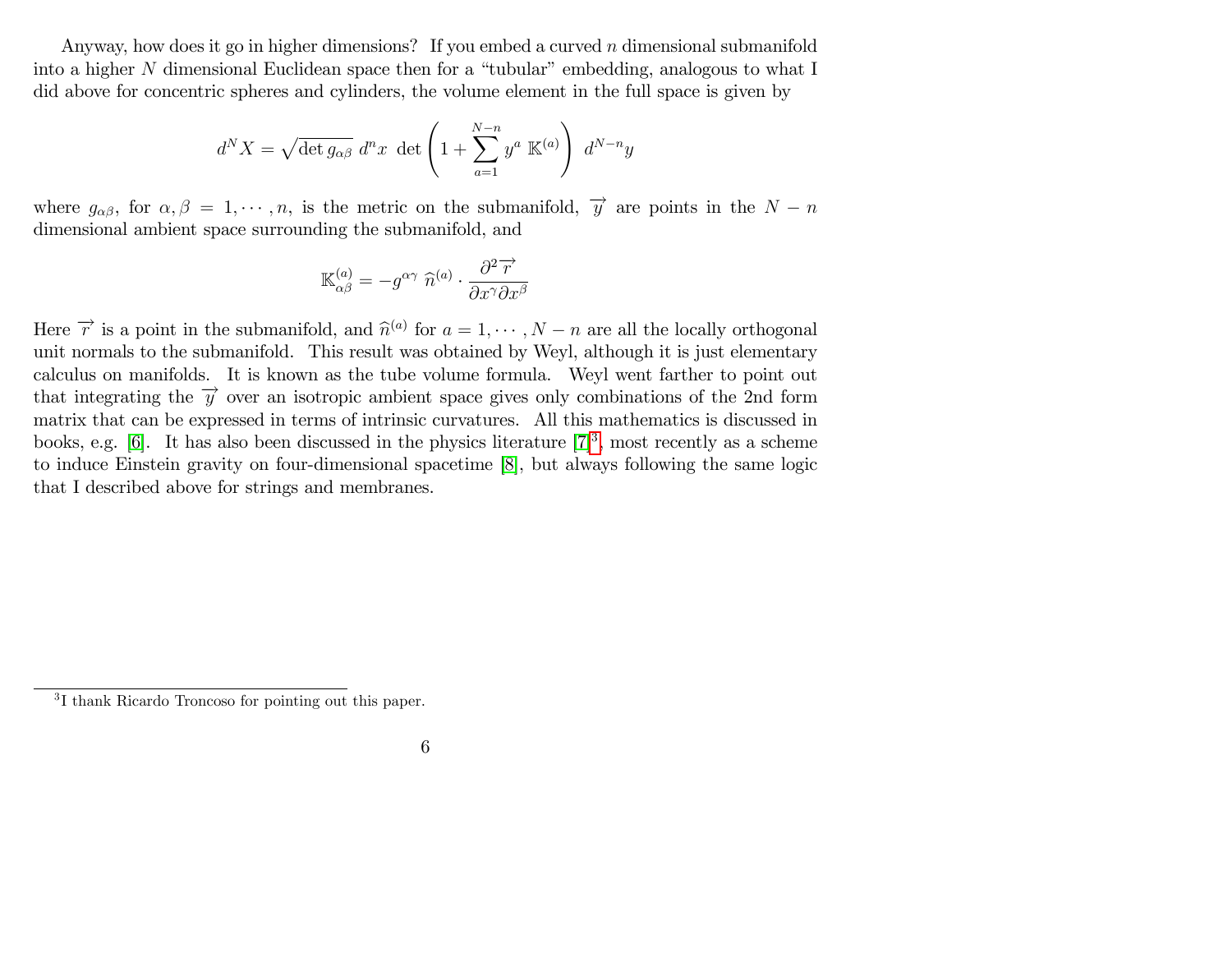Anyway, how does it go in higher dimensions? If you embed a curved $n$ dimensional submanifold into a higher $N$ dimensional Euclidean space then for a "tubular" embedding, analogous to what I did above for concentric spheres and cylinders, the volume element in the full space is given by

$$d^N X = \sqrt{\det g_{\alpha\beta}}\; d^n x \;\det\left(1 + \sum_{a=1}^{N-n} y^a \;\mathbb{K}^{(a)}\right)\; d^{N-n} y$$

where $g_{\alpha\beta}$, for $\alpha, \beta = 1, \cdots, n$, is the metric on the submanifold, $\overrightarrow{y}$ are points in the $N - n$ dimensional ambient space surrounding the submanifold, and

$$\mathbb{K}^{(a)}_{\alpha\beta} = -g^{\alpha\gamma}\; \widehat{n}^{(a)} \cdot \frac{\partial^2 \overrightarrow{r}}{\partial x^\gamma \partial x^\beta}$$

Here $\overrightarrow{r}$ is a point in the submanifold, and $\widehat{n}^{(a)}$ for $a = 1, \cdots, N - n$ are all the locally orthogonal unit normals to the submanifold. This result was obtained by Weyl, although it is just elementary calculus on manifolds. It is known as the tube volume formula. Weyl went farther to point out that integrating the $\overrightarrow{y}$ over an isotropic ambient space gives only combinations of the 2nd form matrix that can be expressed in terms of intrinsic curvatures. All this mathematics is discussed in books, e.g. [6]. It has also been discussed in the physics literature [7][3], most recently as a scheme to induce Einstein gravity on four-dimensional spacetime [8], but always following the same logic that I described above for strings and membranes.

---

[3] I thank Ricardo Troncoso for pointing out this paper.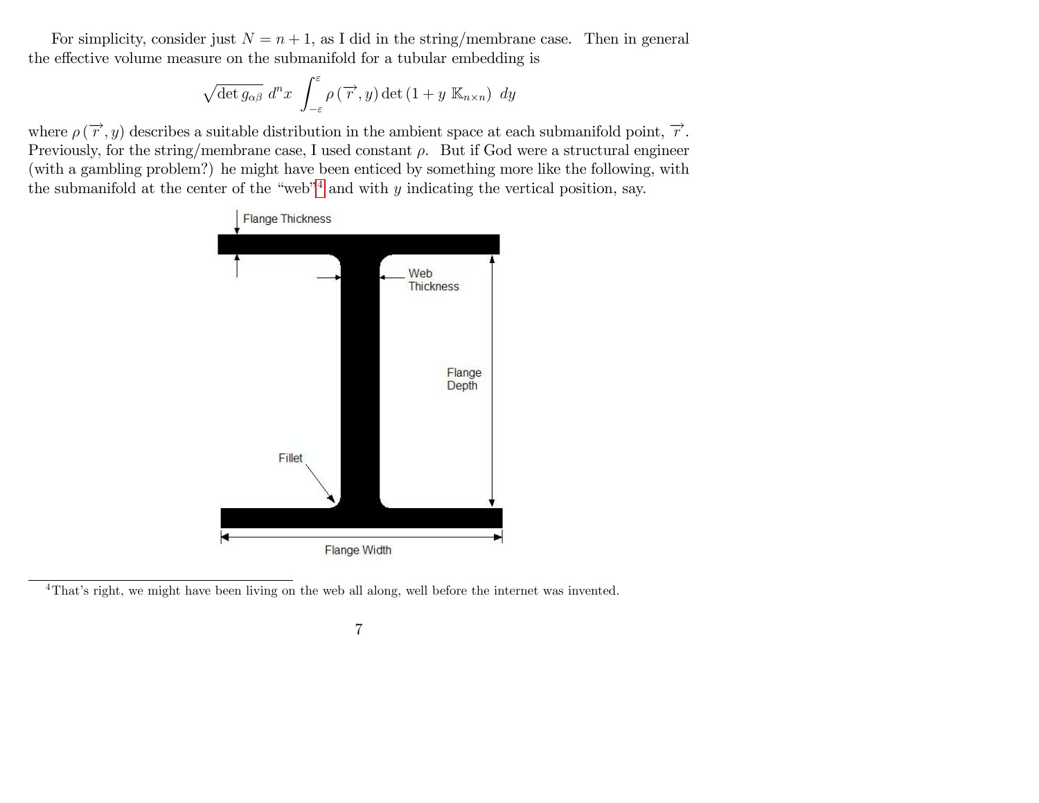For simplicity, consider just $N = n + 1$, as I did in the string/membrane case. Then in general the effective volume measure on the submanifold for a tubular embedding is

$$\sqrt{\det g_{\alpha\beta}}\ d^n x \int_{-\varepsilon}^{\varepsilon} \rho\left(\overrightarrow{r}, y\right) \det\left(1 + y\ \mathbb{K}_{n\times n}\right)\ dy$$

where $\rho\left(\overrightarrow{r}, y\right)$ describes a suitable distribution in the ambient space at each submanifold point, $\overrightarrow{r}$. Previously, for the string/membrane case, I used constant $\rho$. But if God were a structural engineer (with a gambling problem?) he might have been enticed by something more like the following, with the submanifold at the center of the "web"[4] and with $y$ indicating the vertical position, say.

Flange Thickness

Web Thickness

Flange Depth

Fillet

Flange Width

[4] That's right, we might have been living on the web all along, well before the internet was invented.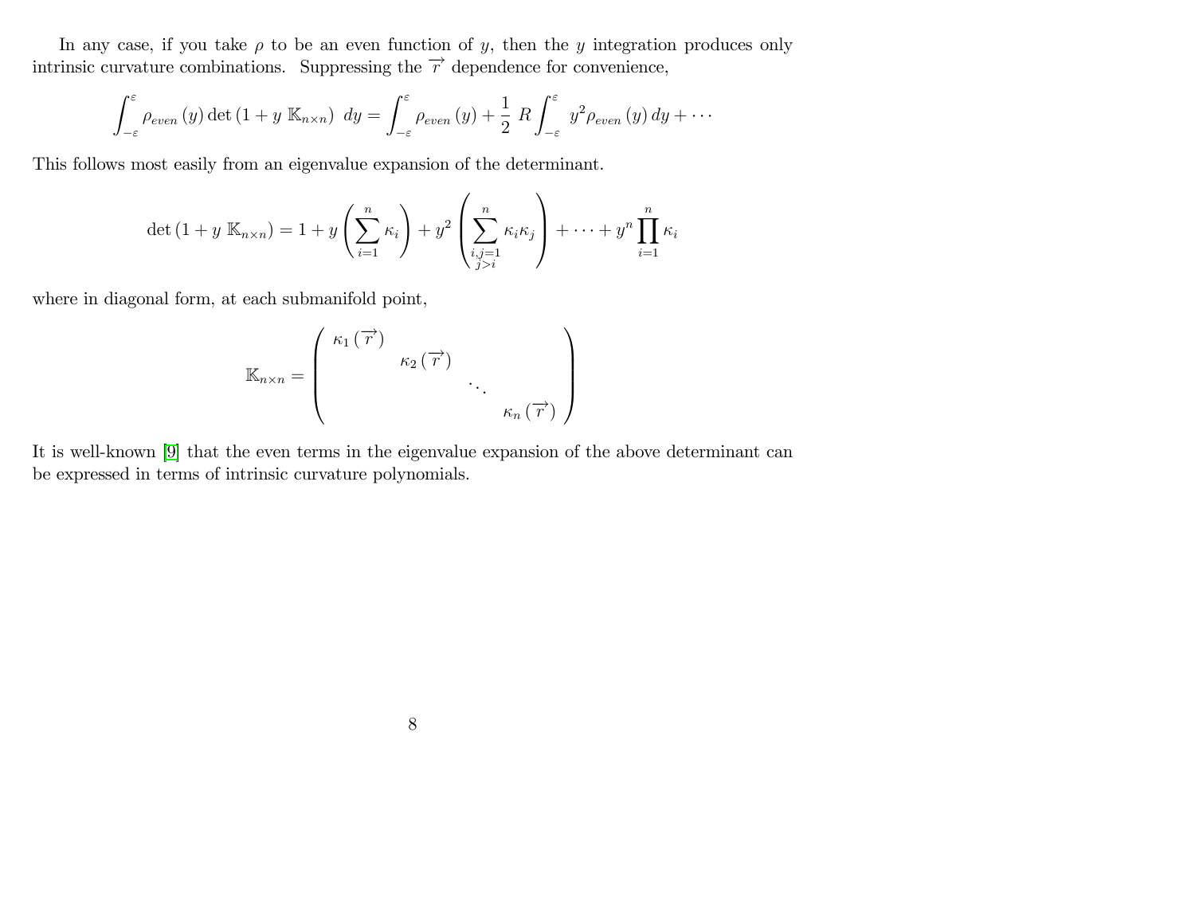In any case, if you take $\rho$ to be an even function of $y$, then the $y$ integration produces only intrinsic curvature combinations. Suppressing the $\overrightarrow{r}$ dependence for convenience,

$$\int_{-\varepsilon}^{\varepsilon} \rho_{even}(y) \det\left(1 + y\ \mathbb{K}_{n\times n}\right)\ dy = \int_{-\varepsilon}^{\varepsilon} \rho_{even}(y) + \frac{1}{2}\ R \int_{-\varepsilon}^{\varepsilon} y^2 \rho_{even}(y)\, dy + \cdots$$

This follows most easily from an eigenvalue expansion of the determinant.

$$\det\left(1 + y\ \mathbb{K}_{n\times n}\right) = 1 + y\left(\sum_{i=1}^{n} \kappa_i\right) + y^2\left(\sum_{\substack{i,j=1 \\ j>i}}^{n} \kappa_i \kappa_j\right) + \cdots + y^n \prod_{i=1}^{n} \kappa_i$$

where in diagonal form, at each submanifold point,

$$\mathbb{K}_{n\times n} = \begin{pmatrix} \kappa_1\left(\overrightarrow{r}\right) & & & \\ & \kappa_2\left(\overrightarrow{r}\right) & & \\ & & \ddots & \\ & & & \kappa_n\left(\overrightarrow{r}\right) \end{pmatrix}$$

It is well-known [9] that the even terms in the eigenvalue expansion of the above determinant can be expressed in terms of intrinsic curvature polynomials.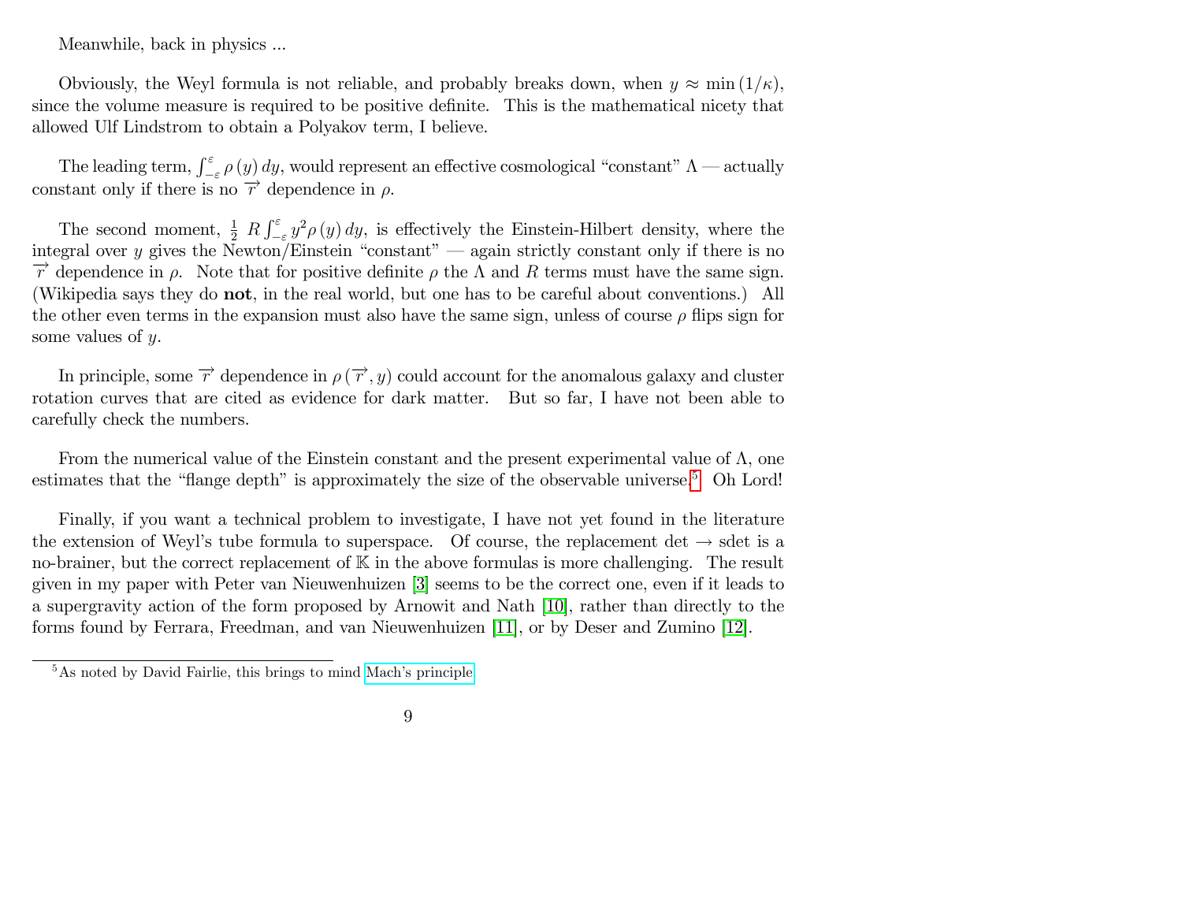Meanwhile, back in physics ...

Obviously, the Weyl formula is not reliable, and probably breaks down, when $y \approx \min(1/\kappa)$, since the volume measure is required to be positive definite. This is the mathematical nicety that allowed Ulf Lindstrom to obtain a Polyakov term, I believe.

The leading term, $\int_{-\varepsilon}^{\varepsilon} \rho(y)\, dy$, would represent an effective cosmological "constant" $\Lambda$ — actually constant only if there is no $\overrightarrow{r}$ dependence in $\rho$.

The second moment, $\frac{1}{2}\ R \int_{-\varepsilon}^{\varepsilon} y^2 \rho(y)\, dy$, is effectively the Einstein-Hilbert density, where the integral over $y$ gives the Newton/Einstein "constant" — again strictly constant only if there is no $\overrightarrow{r}$ dependence in $\rho$. Note that for positive definite $\rho$ the $\Lambda$ and $R$ terms must have the same sign. (Wikipedia says they do **not**, in the real world, but one has to be careful about conventions.) All the other even terms in the expansion must also have the same sign, unless of course $\rho$ flips sign for some values of $y$.

In principle, some $\overrightarrow{r}$ dependence in $\rho(\overrightarrow{r}, y)$ could account for the anomalous galaxy and cluster rotation curves that are cited as evidence for dark matter. But so far, I have not been able to carefully check the numbers.

From the numerical value of the Einstein constant and the present experimental value of $\Lambda$, one estimates that the "flange depth" is approximately the size of the observable universe.[5] Oh Lord!

Finally, if you want a technical problem to investigate, I have not yet found in the literature the extension of Weyl's tube formula to superspace. Of course, the replacement det $\rightarrow$ sdet is a no-brainer, but the correct replacement of $\mathbb{K}$ in the above formulas is more challenging. The result given in my paper with Peter van Nieuwenhuizen [3] seems to be the correct one, even if it leads to a supergravity action of the form proposed by Arnowit and Nath [10], rather than directly to the forms found by Ferrara, Freedman, and van Nieuwenhuizen [11], or by Deser and Zumino [12].

---

[5] As noted by David Fairlie, this brings to mind Mach's principle.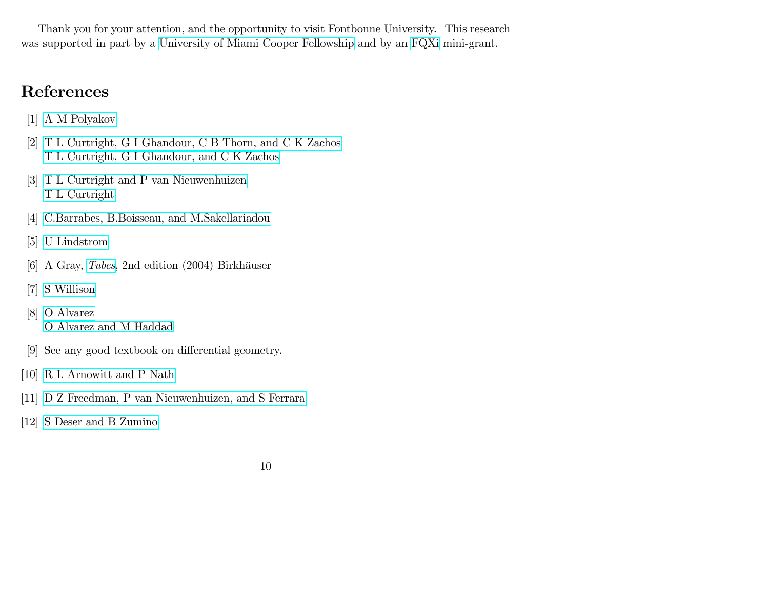Thank you for your attention, and the opportunity to visit Fontbonne University. This research was supported in part by a University of Miami Cooper Fellowship and by an FQXi mini-grant.

## References

[1] A M Polyakov

[2] T L Curtright, G I Ghandour, C B Thorn, and C K Zachos
T L Curtright, G I Ghandour, and C K Zachos

[3] T L Curtright and P van Nieuwenhuizen
T L Curtright

[4] C.Barrabes, B.Boisseau, and M.Sakellariadou

[5] U Lindstrom

[6] A Gray, *Tubes*, 2nd edition (2004) Birkhäuser

[7] S Willison

[8] O Alvarez
O Alvarez and M Haddad

[9] See any good textbook on differential geometry.

[10] R L Arnowitt and P Nath

[11] D Z Freedman, P van Nieuwenhuizen, and S Ferrara

[12] S Deser and B Zumino